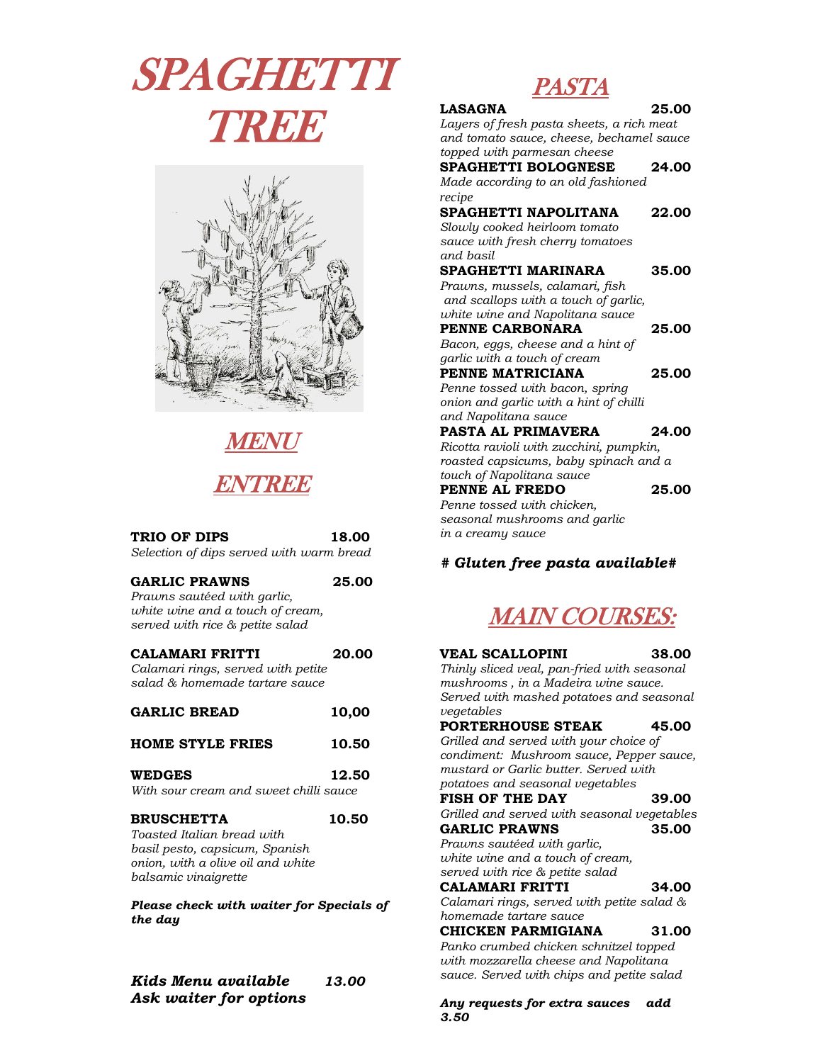# SPAGHETTI TREE

## MENU

## ENTREE

**TRIO OF DIPS** 18.00
*Selection of dips served with warm bread*

**GARLIC PRAWNS** 25.00
*Prawns sautéed with garlic, white wine and a touch of cream, served with rice & petite salad*

**CALAMARI FRITTI** 20.00
*Calamari rings, served with petite salad & homemade tartare sauce*

**GARLIC BREAD** 10,00

**HOME STYLE FRIES** 10.50

**WEDGES** 12.50
*With sour cream and sweet chilli sauce*

**BRUSCHETTA** 10.50
*Toasted Italian bread with basil pesto, capsicum, Spanish onion, with a olive oil and white balsamic vinaigrette*

***Please check with waiter for Specials of the day***

***Kids Menu available*** ***13.00***
***Ask waiter for options***

## PASTA

**LASAGNA** 25.00
*Layers of fresh pasta sheets, a rich meat and tomato sauce, cheese, bechamel sauce topped with parmesan cheese*

**SPAGHETTI BOLOGNESE** 24.00
*Made according to an old fashioned recipe*

**SPAGHETTI NAPOLITANA** 22.00
*Slowly cooked heirloom tomato sauce with fresh cherry tomatoes and basil*

**SPAGHETTI MARINARA** 35.00
*Prawns, mussels, calamari, fish and scallops with a touch of garlic, white wine and Napolitana sauce*

**PENNE CARBONARA** 25.00
*Bacon, eggs, cheese and a hint of garlic with a touch of cream*

**PENNE MATRICIANA** 25.00
*Penne tossed with bacon, spring onion and garlic with a hint of chilli and Napolitana sauce*

**PASTA AL PRIMAVERA** 24.00
*Ricotta ravioli with zucchini, pumpkin, roasted capsicums, baby spinach and a touch of Napolitana sauce*

**PENNE AL FREDO** 25.00
*Penne tossed with chicken, seasonal mushrooms and garlic in a creamy sauce*

***# Gluten free pasta available#***

## MAIN COURSES:

**VEAL SCALLOPINI** 38.00
*Thinly sliced veal, pan-fried with seasonal mushrooms , in a Madeira wine sauce. Served with mashed potatoes and seasonal vegetables*

**PORTERHOUSE STEAK** 45.00
*Grilled and served with your choice of condiment: Mushroom sauce, Pepper sauce, mustard or Garlic butter. Served with potatoes and seasonal vegetables*

**FISH OF THE DAY** 39.00
*Grilled and served with seasonal vegetables*

**GARLIC PRAWNS** 35.00
*Prawns sautéed with garlic, white wine and a touch of cream, served with rice & petite salad*

**CALAMARI FRITTI** 34.00
*Calamari rings, served with petite salad & homemade tartare sauce*

**CHICKEN PARMIGIANA** 31.00
*Panko crumbed chicken schnitzel topped with mozzarella cheese and Napolitana sauce. Served with chips and petite salad*

***Any requests for extra sauces add 3.50***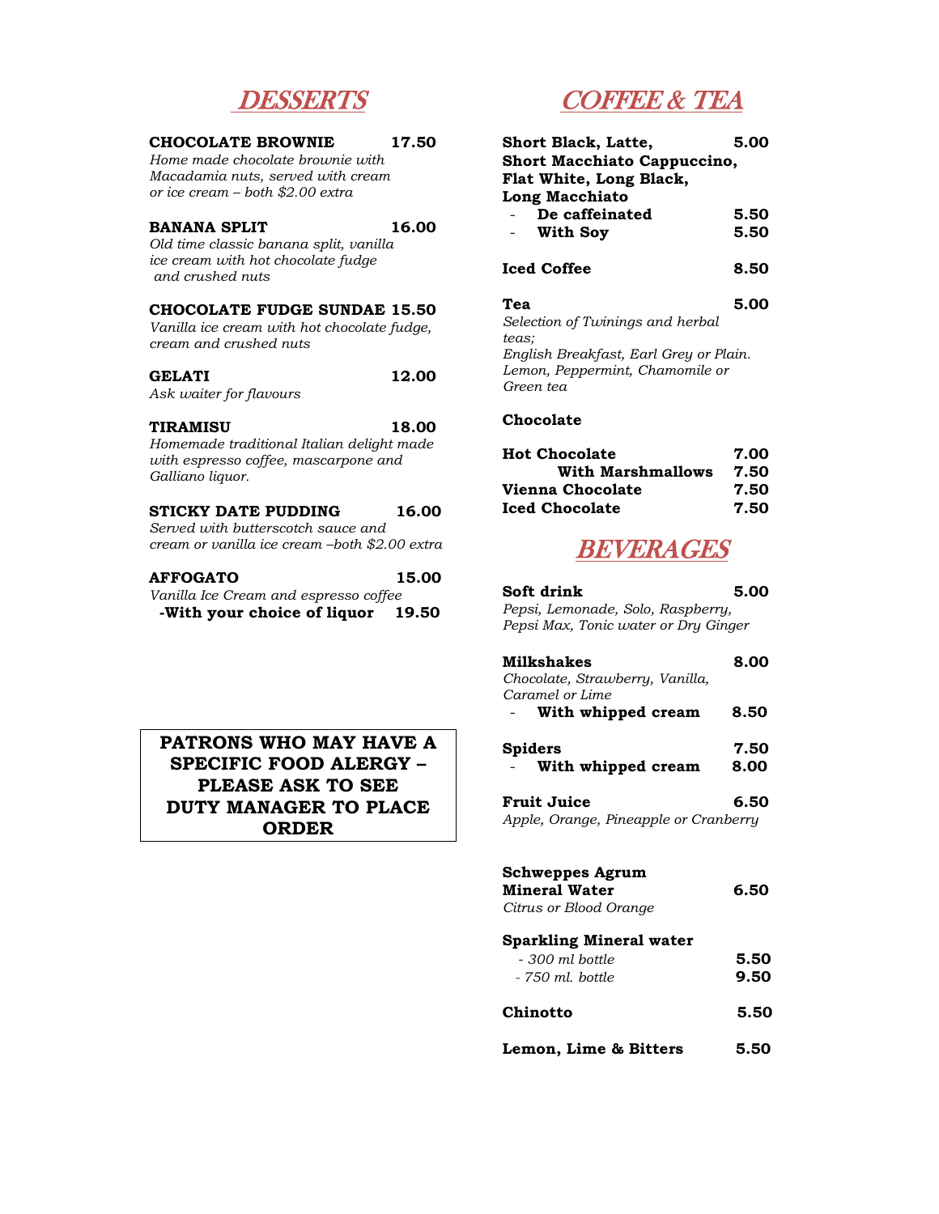# DESSERTS

**CHOCOLATE BROWNIE** **17.50**
*Home made chocolate brownie with Macadamia nuts, served with cream or ice cream – both $2.00 extra*

**BANANA SPLIT** **16.00**
*Old time classic banana split, vanilla ice cream with hot chocolate fudge and crushed nuts*

**CHOCOLATE FUDGE SUNDAE** **15.50**
*Vanilla ice cream with hot chocolate fudge, cream and crushed nuts*

**GELATI** **12.00**
*Ask waiter for flavours*

**TIRAMISU** **18.00**
*Homemade traditional Italian delight made with espresso coffee, mascarpone and Galliano liquor.*

**STICKY DATE PUDDING** **16.00**
*Served with butterscotch sauce and cream or vanilla ice cream –both $2.00 extra*

**AFFOGATO** **15.00**
*Vanilla Ice Cream and espresso coffee*
**-With your choice of liquor** **19.50**

**PATRONS WHO MAY HAVE A SPECIFIC FOOD ALERGY – PLEASE ASK TO SEE DUTY MANAGER TO PLACE ORDER**

# COFFEE & TEA

**Short Black, Latte, Short Macchiato Cappuccino, Flat White, Long Black, Long Macchiato** **5.00**
- **De caffeinated** **5.50**
- **With Soy** **5.50**

**Iced Coffee** **8.50**

**Tea** **5.00**
*Selection of Twinings and herbal teas;*
*English Breakfast, Earl Grey or Plain. Lemon, Peppermint, Chamomile or Green tea*

**Chocolate**

**Hot Chocolate** **7.00**
**With Marshmallows** **7.50**
**Vienna Chocolate** **7.50**
**Iced Chocolate** **7.50**

# BEVERAGES

**Soft drink** **5.00**
*Pepsi, Lemonade, Solo, Raspberry, Pepsi Max, Tonic water or Dry Ginger*

**Milkshakes** **8.00**
*Chocolate, Strawberry, Vanilla, Caramel or Lime*
- **With whipped cream** **8.50**

**Spiders** **7.50**
- **With whipped cream** **8.00**

**Fruit Juice** **6.50**
*Apple, Orange, Pineapple or Cranberry*

**Schweppes Agrum Mineral Water** **6.50**
*Citrus or Blood Orange*

**Sparkling Mineral water**
- *300 ml bottle* **5.50**
- *750 ml. bottle* **9.50**

**Chinotto** **5.50**

**Lemon, Lime & Bitters** **5.50**